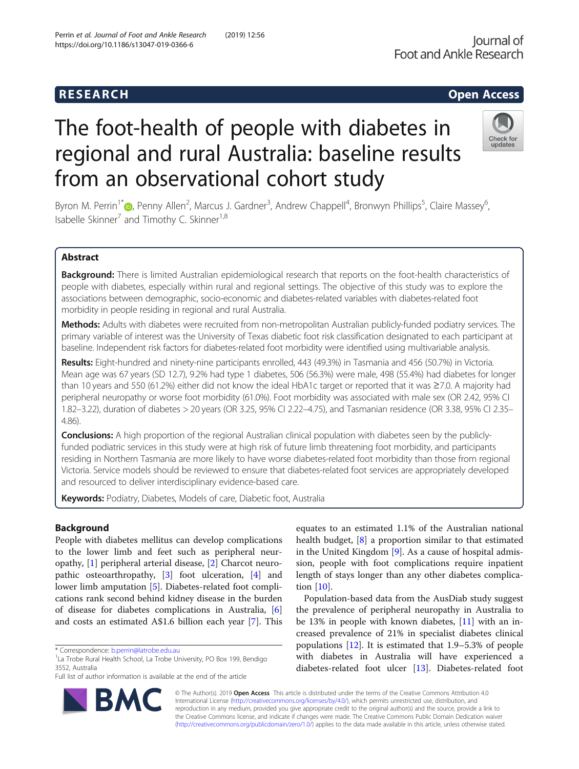RESEARCH

Open Access

# The foot-health of people with diabetes in regional and rural Australia: baseline results from an observational cohort study

Byron M. Perrin[1*], Penny Allen[2], Marcus J. Gardner[3], Andrew Chappell[4], Bronwyn Phillips[5], Claire Massey[6], Isabelle Skinner[7] and Timothy C. Skinner[1,8]

## Abstract

**Background:** There is limited Australian epidemiological research that reports on the foot-health characteristics of people with diabetes, especially within rural and regional settings. The objective of this study was to explore the associations between demographic, socio-economic and diabetes-related variables with diabetes-related foot morbidity in people residing in regional and rural Australia.

**Methods:** Adults with diabetes were recruited from non-metropolitan Australian publicly-funded podiatry services. The primary variable of interest was the University of Texas diabetic foot risk classification designated to each participant at baseline. Independent risk factors for diabetes-related foot morbidity were identified using multivariable analysis.

**Results:** Eight-hundred and ninety-nine participants enrolled, 443 (49.3%) in Tasmania and 456 (50.7%) in Victoria. Mean age was 67 years (SD 12.7), 9.2% had type 1 diabetes, 506 (56.3%) were male, 498 (55.4%) had diabetes for longer than 10 years and 550 (61.2%) either did not know the ideal HbA1c target or reported that it was ≥7.0. A majority had peripheral neuropathy or worse foot morbidity (61.0%). Foot morbidity was associated with male sex (OR 2.42, 95% CI 1.82–3.22), duration of diabetes > 20 years (OR 3.25, 95% CI 2.22–4.75), and Tasmanian residence (OR 3.38, 95% CI 2.35–4.86).

**Conclusions:** A high proportion of the regional Australian clinical population with diabetes seen by the publicly-funded podiatric services in this study were at high risk of future limb threatening foot morbidity, and participants residing in Northern Tasmania are more likely to have worse diabetes-related foot morbidity than those from regional Victoria. Service models should be reviewed to ensure that diabetes-related foot services are appropriately developed and resourced to deliver interdisciplinary evidence-based care.

**Keywords:** Podiatry, Diabetes, Models of care, Diabetic foot, Australia

## Background

People with diabetes mellitus can develop complications to the lower limb and feet such as peripheral neuropathy, [1] peripheral arterial disease, [2] Charcot neuropathic osteoarthropathy, [3] foot ulceration, [4] and lower limb amputation [5]. Diabetes-related foot complications rank second behind kidney disease in the burden of disease for diabetes complications in Australia, [6] and costs an estimated A$1.6 billion each year [7]. This equates to an estimated 1.1% of the Australian national health budget, [8] a proportion similar to that estimated in the United Kingdom [9]. As a cause of hospital admission, people with foot complications require inpatient length of stays longer than any other diabetes complication [10].

Population-based data from the AusDiab study suggest the prevalence of peripheral neuropathy in Australia to be 13% in people with known diabetes, [11] with an increased prevalence of 21% in specialist diabetes clinical populations [12]. It is estimated that 1.9–5.3% of people with diabetes in Australia will have experienced a diabetes-related foot ulcer [13]. Diabetes-related foot

* Correspondence: b.perrin@latrobe.edu.au
[1]La Trobe Rural Health School, La Trobe University, PO Box 199, Bendigo 3552, Australia
Full list of author information is available at the end of the article

© The Author(s). 2019 **Open Access** This article is distributed under the terms of the Creative Commons Attribution 4.0 International License (http://creativecommons.org/licenses/by/4.0/), which permits unrestricted use, distribution, and reproduction in any medium, provided you give appropriate credit to the original author(s) and the source, provide a link to the Creative Commons license, and indicate if changes were made. The Creative Commons Public Domain Dedication waiver (http://creativecommons.org/publicdomain/zero/1.0/) applies to the data made available in this article, unless otherwise stated.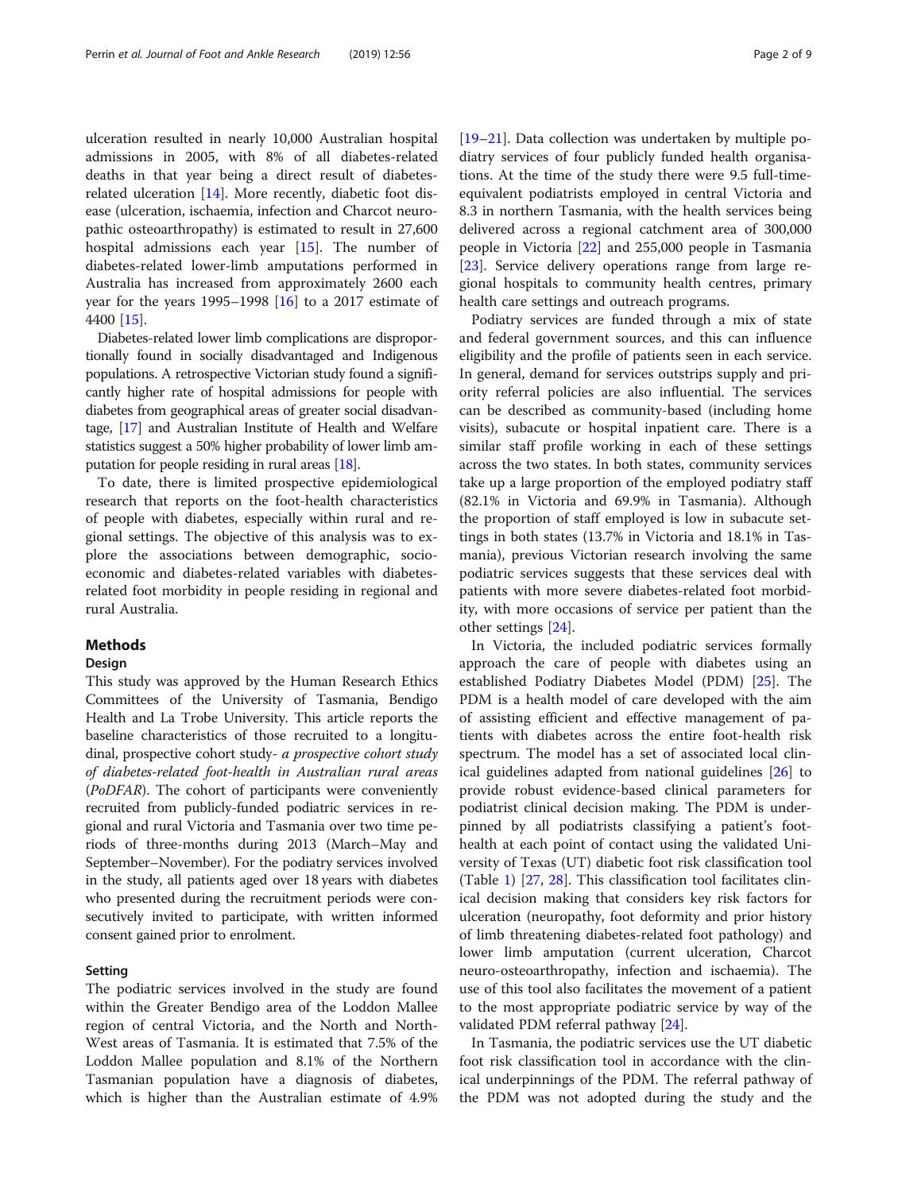ulceration resulted in nearly 10,000 Australian hospital admissions in 2005, with 8% of all diabetes-related deaths in that year being a direct result of diabetes-related ulceration [14]. More recently, diabetic foot disease (ulceration, ischaemia, infection and Charcot neuropathic osteoarthropathy) is estimated to result in 27,600 hospital admissions each year [15]. The number of diabetes-related lower-limb amputations performed in Australia has increased from approximately 2600 each year for the years 1995–1998 [16] to a 2017 estimate of 4400 [15].

Diabetes-related lower limb complications are disproportionally found in socially disadvantaged and Indigenous populations. A retrospective Victorian study found a significantly higher rate of hospital admissions for people with diabetes from geographical areas of greater social disadvantage, [17] and Australian Institute of Health and Welfare statistics suggest a 50% higher probability of lower limb amputation for people residing in rural areas [18].

To date, there is limited prospective epidemiological research that reports on the foot-health characteristics of people with diabetes, especially within rural and regional settings. The objective of this analysis was to explore the associations between demographic, socioeconomic and diabetes-related variables with diabetes-related foot morbidity in people residing in regional and rural Australia.

## Methods

### Design

This study was approved by the Human Research Ethics Committees of the University of Tasmania, Bendigo Health and La Trobe University. This article reports the baseline characteristics of those recruited to a longitudinal, prospective cohort study- *a prospective cohort study of diabetes-related foot-health in Australian rural areas* (*PoDFAR*). The cohort of participants were conveniently recruited from publicly-funded podiatric services in regional and rural Victoria and Tasmania over two time periods of three-months during 2013 (March–May and September–November). For the podiatry services involved in the study, all patients aged over 18 years with diabetes who presented during the recruitment periods were consecutively invited to participate, with written informed consent gained prior to enrolment.

### Setting

The podiatric services involved in the study are found within the Greater Bendigo area of the Loddon Mallee region of central Victoria, and the North and North-West areas of Tasmania. It is estimated that 7.5% of the Loddon Mallee population and 8.1% of the Northern Tasmanian population have a diagnosis of diabetes, which is higher than the Australian estimate of 4.9% [19–21]. Data collection was undertaken by multiple podiatry services of four publicly funded health organisations. At the time of the study there were 9.5 full-time-equivalent podiatrists employed in central Victoria and 8.3 in northern Tasmania, with the health services being delivered across a regional catchment area of 300,000 people in Victoria [22] and 255,000 people in Tasmania [23]. Service delivery operations range from large regional hospitals to community health centres, primary health care settings and outreach programs.

Podiatry services are funded through a mix of state and federal government sources, and this can influence eligibility and the profile of patients seen in each service. In general, demand for services outstrips supply and priority referral policies are also influential. The services can be described as community-based (including home visits), subacute or hospital inpatient care. There is a similar staff profile working in each of these settings across the two states. In both states, community services take up a large proportion of the employed podiatry staff (82.1% in Victoria and 69.9% in Tasmania). Although the proportion of staff employed is low in subacute settings in both states (13.7% in Victoria and 18.1% in Tasmania), previous Victorian research involving the same podiatric services suggests that these services deal with patients with more severe diabetes-related foot morbidity, with more occasions of service per patient than the other settings [24].

In Victoria, the included podiatric services formally approach the care of people with diabetes using an established Podiatry Diabetes Model (PDM) [25]. The PDM is a health model of care developed with the aim of assisting efficient and effective management of patients with diabetes across the entire foot-health risk spectrum. The model has a set of associated local clinical guidelines adapted from national guidelines [26] to provide robust evidence-based clinical parameters for podiatrist clinical decision making. The PDM is underpinned by all podiatrists classifying a patient's foot-health at each point of contact using the validated University of Texas (UT) diabetic foot risk classification tool (Table 1) [27, 28]. This classification tool facilitates clinical decision making that considers key risk factors for ulceration (neuropathy, foot deformity and prior history of limb threatening diabetes-related foot pathology) and lower limb amputation (current ulceration, Charcot neuro-osteoarthropathy, infection and ischaemia). The use of this tool also facilitates the movement of a patient to the most appropriate podiatric service by way of the validated PDM referral pathway [24].

In Tasmania, the podiatric services use the UT diabetic foot risk classification tool in accordance with the clinical underpinnings of the PDM. The referral pathway of the PDM was not adopted during the study and the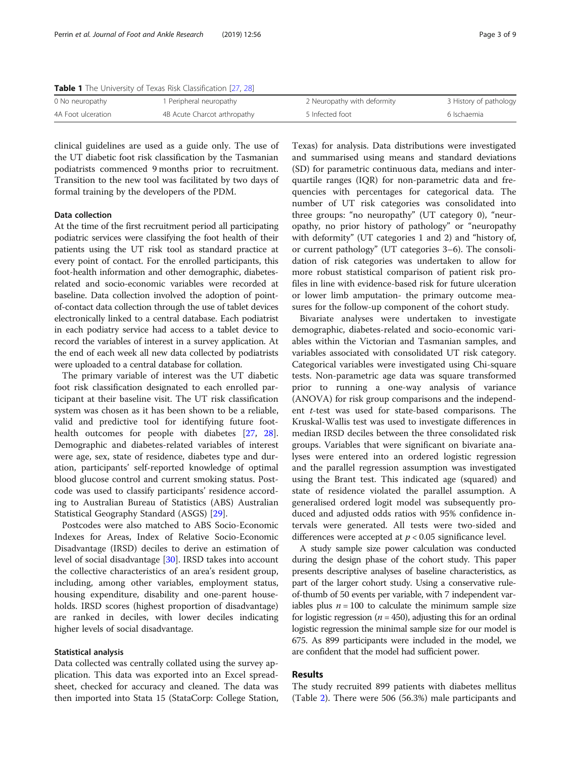**Table 1** The University of Texas Risk Classification [27, 28]

| | | | |
|---|---|---|---|
| 0 No neuropathy | 1 Peripheral neuropathy | 2 Neuropathy with deformity | 3 History of pathology |
| 4A Foot ulceration | 4B Acute Charcot arthropathy | 5 Infected foot | 6 Ischaemia |

clinical guidelines are used as a guide only. The use of the UT diabetic foot risk classification by the Tasmanian podiatrists commenced 9 months prior to recruitment. Transition to the new tool was facilitated by two days of formal training by the developers of the PDM.

### Data collection

At the time of the first recruitment period all participating podiatric services were classifying the foot health of their patients using the UT risk tool as standard practice at every point of contact. For the enrolled participants, this foot-health information and other demographic, diabetes-related and socio-economic variables were recorded at baseline. Data collection involved the adoption of point-of-contact data collection through the use of tablet devices electronically linked to a central database. Each podiatrist in each podiatry service had access to a tablet device to record the variables of interest in a survey application. At the end of each week all new data collected by podiatrists were uploaded to a central database for collation.

The primary variable of interest was the UT diabetic foot risk classification designated to each enrolled participant at their baseline visit. The UT risk classification system was chosen as it has been shown to be a reliable, valid and predictive tool for identifying future foot-health outcomes for people with diabetes [27, 28]. Demographic and diabetes-related variables of interest were age, sex, state of residence, diabetes type and duration, participants' self-reported knowledge of optimal blood glucose control and current smoking status. Postcode was used to classify participants' residence according to Australian Bureau of Statistics (ABS) Australian Statistical Geography Standard (ASGS) [29].

Postcodes were also matched to ABS Socio-Economic Indexes for Areas, Index of Relative Socio-Economic Disadvantage (IRSD) deciles to derive an estimation of level of social disadvantage [30]. IRSD takes into account the collective characteristics of an area's resident group, including, among other variables, employment status, housing expenditure, disability and one-parent households. IRSD scores (highest proportion of disadvantage) are ranked in deciles, with lower deciles indicating higher levels of social disadvantage.

### Statistical analysis

Data collected was centrally collated using the survey application. This data was exported into an Excel spreadsheet, checked for accuracy and cleaned. The data was then imported into Stata 15 (StataCorp: College Station, Texas) for analysis. Data distributions were investigated and summarised using means and standard deviations (SD) for parametric continuous data, medians and interquartile ranges (IQR) for non-parametric data and frequencies with percentages for categorical data. The number of UT risk categories was consolidated into three groups: "no neuropathy" (UT category 0), "neuropathy, no prior history of pathology" or "neuropathy with deformity" (UT categories 1 and 2) and "history of, or current pathology" (UT categories 3–6). The consolidation of risk categories was undertaken to allow for more robust statistical comparison of patient risk profiles in line with evidence-based risk for future ulceration or lower limb amputation- the primary outcome measures for the follow-up component of the cohort study.

Bivariate analyses were undertaken to investigate demographic, diabetes-related and socio-economic variables within the Victorian and Tasmanian samples, and variables associated with consolidated UT risk category. Categorical variables were investigated using Chi-square tests. Non-parametric age data was square transformed prior to running a one-way analysis of variance (ANOVA) for risk group comparisons and the independent *t*-test was used for state-based comparisons. The Kruskal-Wallis test was used to investigate differences in median IRSD deciles between the three consolidated risk groups. Variables that were significant on bivariate analyses were entered into an ordered logistic regression and the parallel regression assumption was investigated using the Brant test. This indicated age (squared) and state of residence violated the parallel assumption. A generalised ordered logit model was subsequently produced and adjusted odds ratios with 95% confidence intervals were generated. All tests were two-sided and differences were accepted at $p < 0.05$ significance level.

A study sample size power calculation was conducted during the design phase of the cohort study. This paper presents descriptive analyses of baseline characteristics, as part of the larger cohort study. Using a conservative rule-of-thumb of 50 events per variable, with 7 independent variables plus $n = 100$ to calculate the minimum sample size for logistic regression ($n = 450$), adjusting this for an ordinal logistic regression the minimal sample size for our model is 675. As 899 participants were included in the model, we are confident that the model had sufficient power.

## Results

The study recruited 899 patients with diabetes mellitus (Table 2). There were 506 (56.3%) male participants and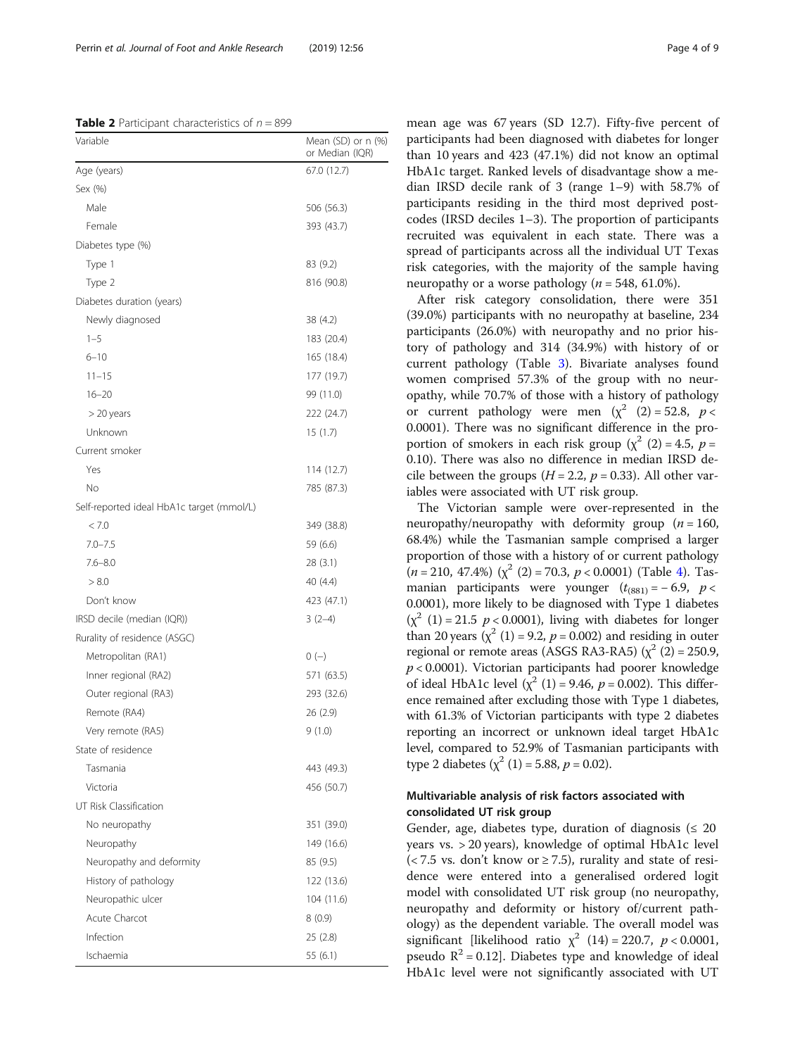**Table 2** Participant characteristics of $n = 899$

| Variable | Mean (SD) or n (%) or Median (IQR) |
|---|---|
| Age (years) | 67.0 (12.7) |
| Sex (%) | |
| Male | 506 (56.3) |
| Female | 393 (43.7) |
| Diabetes type (%) | |
| Type 1 | 83 (9.2) |
| Type 2 | 816 (90.8) |
| Diabetes duration (years) | |
| Newly diagnosed | 38 (4.2) |
| 1–5 | 183 (20.4) |
| 6–10 | 165 (18.4) |
| 11–15 | 177 (19.7) |
| 16–20 | 99 (11.0) |
| > 20 years | 222 (24.7) |
| Unknown | 15 (1.7) |
| Current smoker | |
| Yes | 114 (12.7) |
| No | 785 (87.3) |
| Self-reported ideal HbA1c target (mmol/L) | |
| < 7.0 | 349 (38.8) |
| 7.0–7.5 | 59 (6.6) |
| 7.6–8.0 | 28 (3.1) |
| > 8.0 | 40 (4.4) |
| Don't know | 423 (47.1) |
| IRSD decile (median (IQR)) | 3 (2–4) |
| Rurality of residence (ASGC) | |
| Metropolitan (RA1) | 0 (–) |
| Inner regional (RA2) | 571 (63.5) |
| Outer regional (RA3) | 293 (32.6) |
| Remote (RA4) | 26 (2.9) |
| Very remote (RA5) | 9 (1.0) |
| State of residence | |
| Tasmania | 443 (49.3) |
| Victoria | 456 (50.7) |
| UT Risk Classification | |
| No neuropathy | 351 (39.0) |
| Neuropathy | 149 (16.6) |
| Neuropathy and deformity | 85 (9.5) |
| History of pathology | 122 (13.6) |
| Neuropathic ulcer | 104 (11.6) |
| Acute Charcot | 8 (0.9) |
| Infection | 25 (2.8) |
| Ischaemia | 55 (6.1) |

mean age was 67 years (SD 12.7). Fifty-five percent of participants had been diagnosed with diabetes for longer than 10 years and 423 (47.1%) did not know an optimal HbA1c target. Ranked levels of disadvantage show a median IRSD decile rank of 3 (range 1–9) with 58.7% of participants residing in the third most deprived postcodes (IRSD deciles 1–3). The proportion of participants recruited was equivalent in each state. There was a spread of participants across all the individual UT Texas risk categories, with the majority of the sample having neuropathy or a worse pathology ($n = 548$, 61.0%).

After risk category consolidation, there were 351 (39.0%) participants with no neuropathy at baseline, 234 participants (26.0%) with neuropathy and no prior history of pathology and 314 (34.9%) with history of or current pathology (Table 3). Bivariate analyses found women comprised 57.3% of the group with no neuropathy, while 70.7% of those with a history of pathology or current pathology were men ($\chi^2$ (2) = 52.8, $p < 0.0001$). There was no significant difference in the proportion of smokers in each risk group ($\chi^2$ (2) = 4.5, $p = 0.10$). There was also no difference in median IRSD decile between the groups ($H = 2.2$, $p = 0.33$). All other variables were associated with UT risk group.

The Victorian sample were over-represented in the neuropathy/neuropathy with deformity group ($n = 160$, 68.4%) while the Tasmanian sample comprised a larger proportion of those with a history of or current pathology ($n = 210$, 47.4%) ($\chi^2$ (2) = 70.3, $p < 0.0001$) (Table 4). Tasmanian participants were younger ($t_{(881)} = -6.9$, $p < 0.0001$), more likely to be diagnosed with Type 1 diabetes ($\chi^2$ (1) = 21.5 $p < 0.0001$), living with diabetes for longer than 20 years ($\chi^2$ (1) = 9.2, $p = 0.002$) and residing in outer regional or remote areas (ASGS RA3-RA5) ($\chi^2$ (2) = 250.9, $p < 0.0001$). Victorian participants had poorer knowledge of ideal HbA1c level ($\chi^2$ (1) = 9.46, $p = 0.002$). This difference remained after excluding those with Type 1 diabetes, with 61.3% of Victorian participants with type 2 diabetes reporting an incorrect or unknown ideal target HbA1c level, compared to 52.9% of Tasmanian participants with type 2 diabetes ($\chi^2$ (1) = 5.88, $p = 0.02$).

## Multivariable analysis of risk factors associated with consolidated UT risk group

Gender, age, diabetes type, duration of diagnosis (≤ 20 years vs. > 20 years), knowledge of optimal HbA1c level (< 7.5 vs. don't know or ≥ 7.5), rurality and state of residence were entered into a generalised ordered logit model with consolidated UT risk group (no neuropathy, neuropathy and deformity or history of/current pathology) as the dependent variable. The overall model was significant [likelihood ratio $\chi^2$ (14) = 220.7, $p < 0.0001$, pseudo $R^2 = 0.12$]. Diabetes type and knowledge of ideal HbA1c level were not significantly associated with UT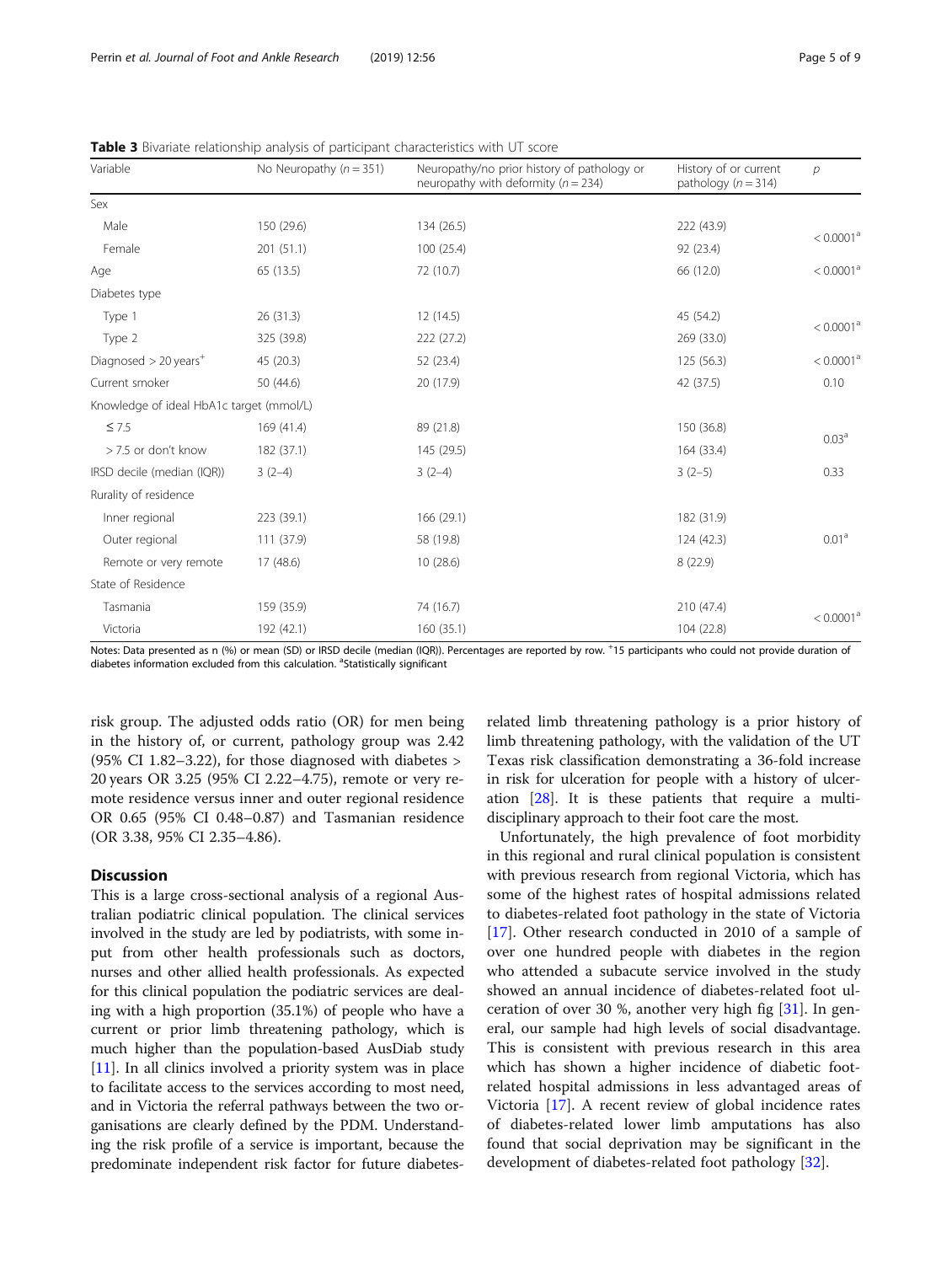**Table 3** Bivariate relationship analysis of participant characteristics with UT score

| Variable | No Neuropathy ($n = 351$) | Neuropathy/no prior history of pathology or neuropathy with deformity ($n = 234$) | History of or current pathology ($n = 314$) | $p$ |
|---|---|---|---|---|
| Sex | | | | |
| Male | 150 (29.6) | 134 (26.5) | 222 (43.9) | < 0.0001[a] |
| Female | 201 (51.1) | 100 (25.4) | 92 (23.4) | |
| Age | 65 (13.5) | 72 (10.7) | 66 (12.0) | < 0.0001[a] |
| Diabetes type | | | | |
| Type 1 | 26 (31.3) | 12 (14.5) | 45 (54.2) | < 0.0001[a] |
| Type 2 | 325 (39.8) | 222 (27.2) | 269 (33.0) | |
| Diagnosed > 20 years[+] | 45 (20.3) | 52 (23.4) | 125 (56.3) | < 0.0001[a] |
| Current smoker | 50 (44.6) | 20 (17.9) | 42 (37.5) | 0.10 |
| Knowledge of ideal HbA1c target (mmol/L) | | | | |
| ≤ 7.5 | 169 (41.4) | 89 (21.8) | 150 (36.8) | 0.03[a] |
| > 7.5 or don't know | 182 (37.1) | 145 (29.5) | 164 (33.4) | |
| IRSD decile (median (IQR)) | 3 (2–4) | 3 (2–4) | 3 (2–5) | 0.33 |
| Rurality of residence | | | | |
| Inner regional | 223 (39.1) | 166 (29.1) | 182 (31.9) | 0.01[a] |
| Outer regional | 111 (37.9) | 58 (19.8) | 124 (42.3) | |
| Remote or very remote | 17 (48.6) | 10 (28.6) | 8 (22.9) | |
| State of Residence | | | | |
| Tasmania | 159 (35.9) | 74 (16.7) | 210 (47.4) | < 0.0001[a] |
| Victoria | 192 (42.1) | 160 (35.1) | 104 (22.8) | |

Notes: Data presented as n (%) or mean (SD) or IRSD decile (median (IQR)). Percentages are reported by row. [+]15 participants who could not provide duration of diabetes information excluded from this calculation. [a]Statistically significant

risk group. The adjusted odds ratio (OR) for men being in the history of, or current, pathology group was 2.42 (95% CI 1.82–3.22), for those diagnosed with diabetes > 20 years OR 3.25 (95% CI 2.22–4.75), remote or very remote residence versus inner and outer regional residence OR 0.65 (95% CI 0.48–0.87) and Tasmanian residence (OR 3.38, 95% CI 2.35–4.86).

## Discussion

This is a large cross-sectional analysis of a regional Australian podiatric clinical population. The clinical services involved in the study are led by podiatrists, with some input from other health professionals such as doctors, nurses and other allied health professionals. As expected for this clinical population the podiatric services are dealing with a high proportion (35.1%) of people who have a current or prior limb threatening pathology, which is much higher than the population-based AusDiab study [11]. In all clinics involved a priority system was in place to facilitate access to the services according to most need, and in Victoria the referral pathways between the two organisations are clearly defined by the PDM. Understanding the risk profile of a service is important, because the predominate independent risk factor for future diabetes-related limb threatening pathology is a prior history of limb threatening pathology, with the validation of the UT Texas risk classification demonstrating a 36-fold increase in risk for ulceration for people with a history of ulceration [28]. It is these patients that require a multidisciplinary approach to their foot care the most.

Unfortunately, the high prevalence of foot morbidity in this regional and rural clinical population is consistent with previous research from regional Victoria, which has some of the highest rates of hospital admissions related to diabetes-related foot pathology in the state of Victoria [17]. Other research conducted in 2010 of a sample of over one hundred people with diabetes in the region who attended a subacute service involved in the study showed an annual incidence of diabetes-related foot ulceration of over 30 %, another very high fig [31]. In general, our sample had high levels of social disadvantage. This is consistent with previous research in this area which has shown a higher incidence of diabetic foot-related hospital admissions in less advantaged areas of Victoria [17]. A recent review of global incidence rates of diabetes-related lower limb amputations has also found that social deprivation may be significant in the development of diabetes-related foot pathology [32].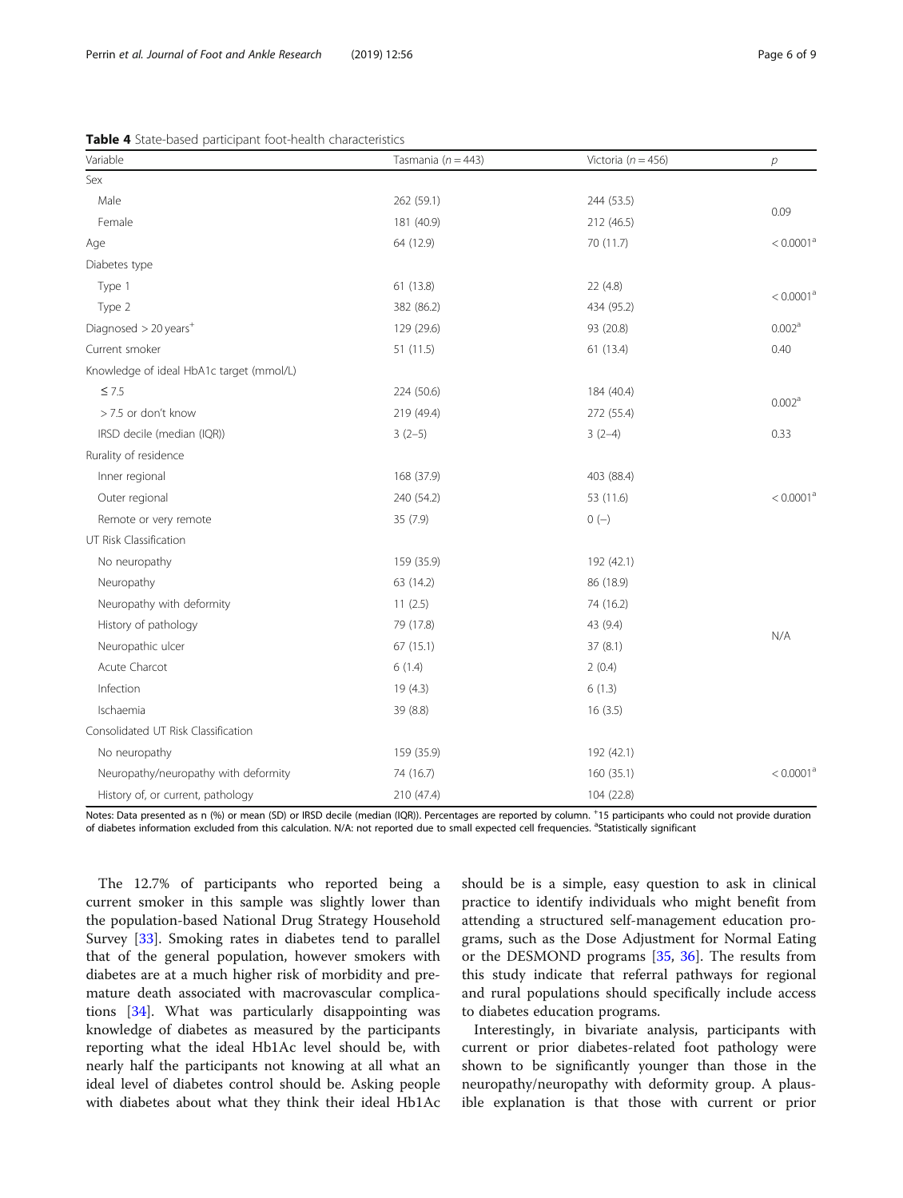**Table 4** State-based participant foot-health characteristics

| Variable | Tasmania ($n = 443$) | Victoria ($n = 456$) | $p$ |
|---|---|---|---|
| Sex | | | |
| Male | 262 (59.1) | 244 (53.5) | 0.09 |
| Female | 181 (40.9) | 212 (46.5) | |
| Age | 64 (12.9) | 70 (11.7) | < 0.0001[a] |
| Diabetes type | | | |
| Type 1 | 61 (13.8) | 22 (4.8) | < 0.0001[a] |
| Type 2 | 382 (86.2) | 434 (95.2) | |
| Diagnosed > 20 years[+] | 129 (29.6) | 93 (20.8) | 0.002[a] |
| Current smoker | 51 (11.5) | 61 (13.4) | 0.40 |
| Knowledge of ideal HbA1c target (mmol/L) | | | |
| ≤ 7.5 | 224 (50.6) | 184 (40.4) | 0.002[a] |
| > 7.5 or don't know | 219 (49.4) | 272 (55.4) | |
| IRSD decile (median (IQR)) | 3 (2–5) | 3 (2–4) | 0.33 |
| Rurality of residence | | | |
| Inner regional | 168 (37.9) | 403 (88.4) | < 0.0001[a] |
| Outer regional | 240 (54.2) | 53 (11.6) | |
| Remote or very remote | 35 (7.9) | 0 (–) | |
| UT Risk Classification | | | |
| No neuropathy | 159 (35.9) | 192 (42.1) | N/A |
| Neuropathy | 63 (14.2) | 86 (18.9) | |
| Neuropathy with deformity | 11 (2.5) | 74 (16.2) | |
| History of pathology | 79 (17.8) | 43 (9.4) | |
| Neuropathic ulcer | 67 (15.1) | 37 (8.1) | |
| Acute Charcot | 6 (1.4) | 2 (0.4) | |
| Infection | 19 (4.3) | 6 (1.3) | |
| Ischaemia | 39 (8.8) | 16 (3.5) | |
| Consolidated UT Risk Classification | | | |
| No neuropathy | 159 (35.9) | 192 (42.1) | < 0.0001[a] |
| Neuropathy/neuropathy with deformity | 74 (16.7) | 160 (35.1) | |
| History of, or current, pathology | 210 (47.4) | 104 (22.8) | |

Notes: Data presented as n (%) or mean (SD) or IRSD decile (median (IQR)). Percentages are reported by column. [+]15 participants who could not provide duration of diabetes information excluded from this calculation. N/A: not reported due to small expected cell frequencies. [a]Statistically significant

The 12.7% of participants who reported being a current smoker in this sample was slightly lower than the population-based National Drug Strategy Household Survey [33]. Smoking rates in diabetes tend to parallel that of the general population, however smokers with diabetes are at a much higher risk of morbidity and premature death associated with macrovascular complications [34]. What was particularly disappointing was knowledge of diabetes as measured by the participants reporting what the ideal Hb1Ac level should be, with nearly half the participants not knowing at all what an ideal level of diabetes control should be. Asking people with diabetes about what they think their ideal Hb1Ac should be is a simple, easy question to ask in clinical practice to identify individuals who might benefit from attending a structured self-management education programs, such as the Dose Adjustment for Normal Eating or the DESMOND programs [35, 36]. The results from this study indicate that referral pathways for regional and rural populations should specifically include access to diabetes education programs.

Interestingly, in bivariate analysis, participants with current or prior diabetes-related foot pathology were shown to be significantly younger than those in the neuropathy/neuropathy with deformity group. A plausible explanation is that those with current or prior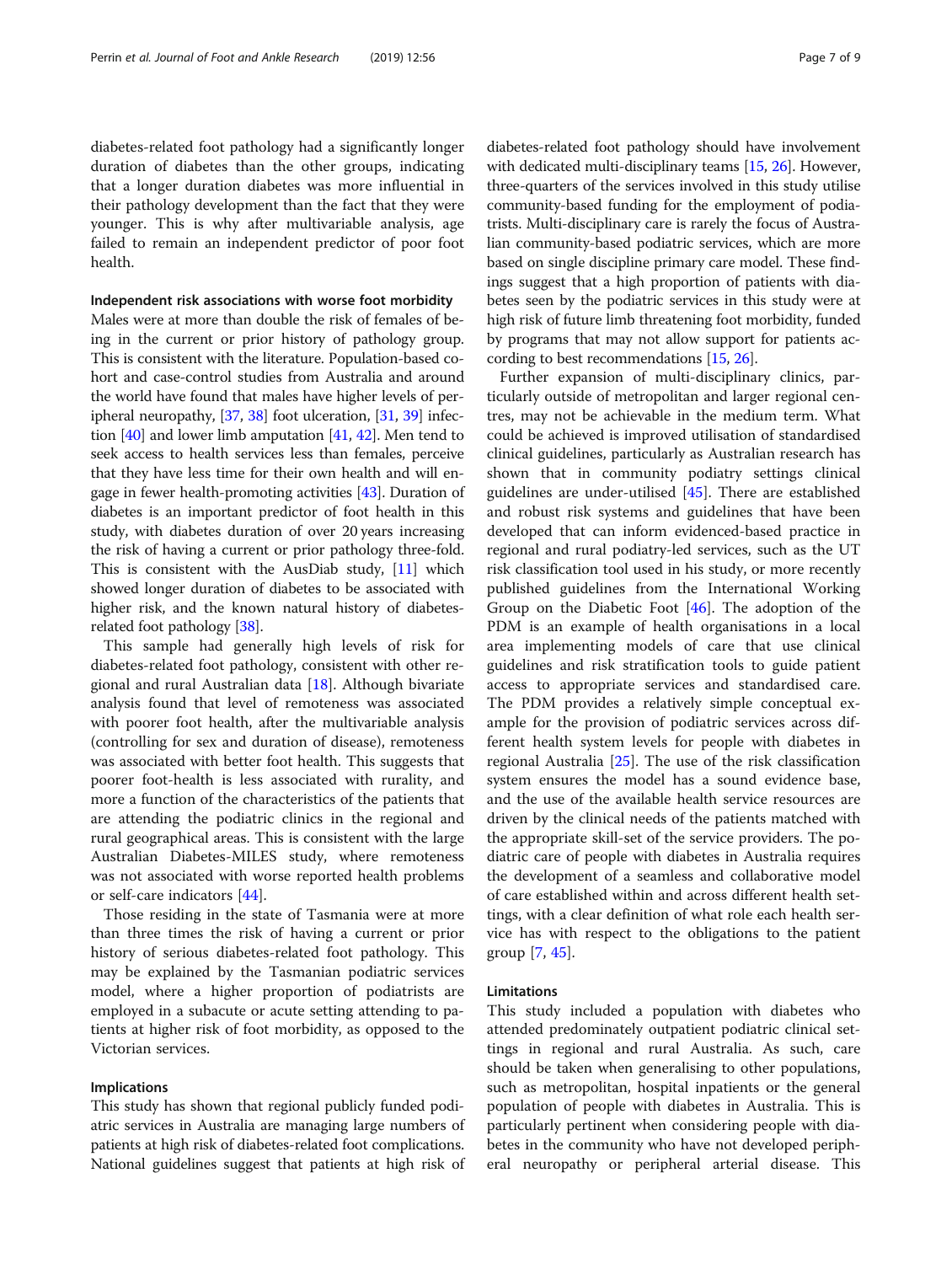diabetes-related foot pathology had a significantly longer duration of diabetes than the other groups, indicating that a longer duration diabetes was more influential in their pathology development than the fact that they were younger. This is why after multivariable analysis, age failed to remain an independent predictor of poor foot health.

### Independent risk associations with worse foot morbidity

Males were at more than double the risk of females of being in the current or prior history of pathology group. This is consistent with the literature. Population-based cohort and case-control studies from Australia and around the world have found that males have higher levels of peripheral neuropathy, [37, 38] foot ulceration, [31, 39] infection [40] and lower limb amputation [41, 42]. Men tend to seek access to health services less than females, perceive that they have less time for their own health and will engage in fewer health-promoting activities [43]. Duration of diabetes is an important predictor of foot health in this study, with diabetes duration of over 20 years increasing the risk of having a current or prior pathology three-fold. This is consistent with the AusDiab study, [11] which showed longer duration of diabetes to be associated with higher risk, and the known natural history of diabetes-related foot pathology [38].

This sample had generally high levels of risk for diabetes-related foot pathology, consistent with other regional and rural Australian data [18]. Although bivariate analysis found that level of remoteness was associated with poorer foot health, after the multivariable analysis (controlling for sex and duration of disease), remoteness was associated with better foot health. This suggests that poorer foot-health is less associated with rurality, and more a function of the characteristics of the patients that are attending the podiatric clinics in the regional and rural geographical areas. This is consistent with the large Australian Diabetes-MILES study, where remoteness was not associated with worse reported health problems or self-care indicators [44].

Those residing in the state of Tasmania were at more than three times the risk of having a current or prior history of serious diabetes-related foot pathology. This may be explained by the Tasmanian podiatric services model, where a higher proportion of podiatrists are employed in a subacute or acute setting attending to patients at higher risk of foot morbidity, as opposed to the Victorian services.

### Implications

This study has shown that regional publicly funded podiatric services in Australia are managing large numbers of patients at high risk of diabetes-related foot complications. National guidelines suggest that patients at high risk of diabetes-related foot pathology should have involvement with dedicated multi-disciplinary teams [15, 26]. However, three-quarters of the services involved in this study utilise community-based funding for the employment of podiatrists. Multi-disciplinary care is rarely the focus of Australian community-based podiatric services, which are more based on single discipline primary care model. These findings suggest that a high proportion of patients with diabetes seen by the podiatric services in this study were at high risk of future limb threatening foot morbidity, funded by programs that may not allow support for patients according to best recommendations [15, 26].

Further expansion of multi-disciplinary clinics, particularly outside of metropolitan and larger regional centres, may not be achievable in the medium term. What could be achieved is improved utilisation of standardised clinical guidelines, particularly as Australian research has shown that in community podiatry settings clinical guidelines are under-utilised [45]. There are established and robust risk systems and guidelines that have been developed that can inform evidenced-based practice in regional and rural podiatry-led services, such as the UT risk classification tool used in his study, or more recently published guidelines from the International Working Group on the Diabetic Foot [46]. The adoption of the PDM is an example of health organisations in a local area implementing models of care that use clinical guidelines and risk stratification tools to guide patient access to appropriate services and standardised care. The PDM provides a relatively simple conceptual example for the provision of podiatric services across different health system levels for people with diabetes in regional Australia [25]. The use of the risk classification system ensures the model has a sound evidence base, and the use of the available health service resources are driven by the clinical needs of the patients matched with the appropriate skill-set of the service providers. The podiatric care of people with diabetes in Australia requires the development of a seamless and collaborative model of care established within and across different health settings, with a clear definition of what role each health service has with respect to the obligations to the patient group [7, 45].

### Limitations

This study included a population with diabetes who attended predominately outpatient podiatric clinical settings in regional and rural Australia. As such, care should be taken when generalising to other populations, such as metropolitan, hospital inpatients or the general population of people with diabetes in Australia. This is particularly pertinent when considering people with diabetes in the community who have not developed peripheral neuropathy or peripheral arterial disease. This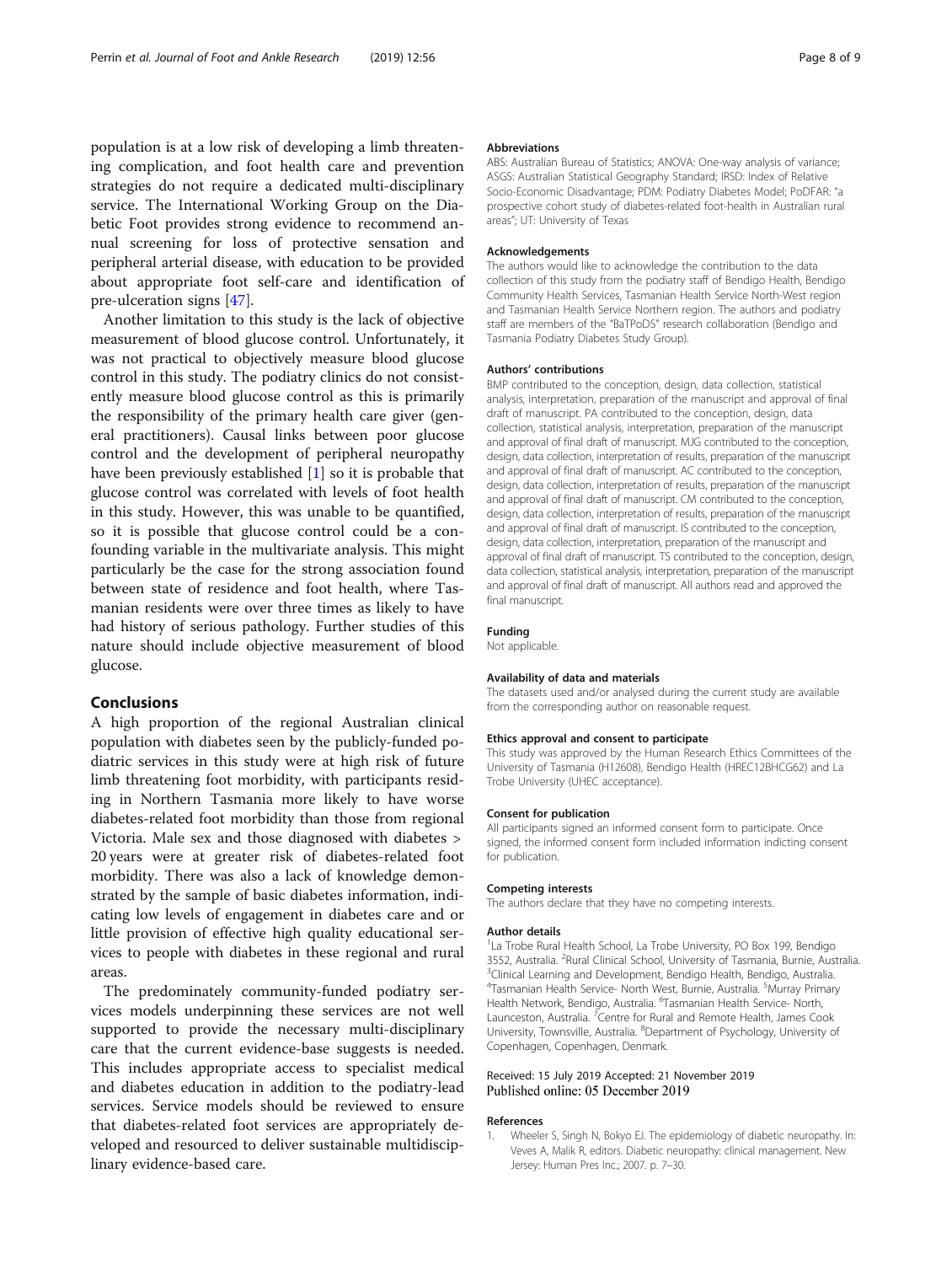population is at a low risk of developing a limb threatening complication, and foot health care and prevention strategies do not require a dedicated multi-disciplinary service. The International Working Group on the Diabetic Foot provides strong evidence to recommend annual screening for loss of protective sensation and peripheral arterial disease, with education to be provided about appropriate foot self-care and identification of pre-ulceration signs [47].

Another limitation to this study is the lack of objective measurement of blood glucose control. Unfortunately, it was not practical to objectively measure blood glucose control in this study. The podiatry clinics do not consistently measure blood glucose control as this is primarily the responsibility of the primary health care giver (general practitioners). Causal links between poor glucose control and the development of peripheral neuropathy have been previously established [1] so it is probable that glucose control was correlated with levels of foot health in this study. However, this was unable to be quantified, so it is possible that glucose control could be a confounding variable in the multivariate analysis. This might particularly be the case for the strong association found between state of residence and foot health, where Tasmanian residents were over three times as likely to have had history of serious pathology. Further studies of this nature should include objective measurement of blood glucose.

## Conclusions

A high proportion of the regional Australian clinical population with diabetes seen by the publicly-funded podiatric services in this study were at high risk of future limb threatening foot morbidity, with participants residing in Northern Tasmania more likely to have worse diabetes-related foot morbidity than those from regional Victoria. Male sex and those diagnosed with diabetes > 20 years were at greater risk of diabetes-related foot morbidity. There was also a lack of knowledge demonstrated by the sample of basic diabetes information, indicating low levels of engagement in diabetes care and or little provision of effective high quality educational services to people with diabetes in these regional and rural areas.

The predominately community-funded podiatry services models underpinning these services are not well supported to provide the necessary multi-disciplinary care that the current evidence-base suggests is needed. This includes appropriate access to specialist medical and diabetes education in addition to the podiatry-lead services. Service models should be reviewed to ensure that diabetes-related foot services are appropriately developed and resourced to deliver sustainable multidisciplinary evidence-based care.

#### Abbreviations

ABS: Australian Bureau of Statistics; ANOVA: One-way analysis of variance; ASGS: Australian Statistical Geography Standard; IRSD: Index of Relative Socio-Economic Disadvantage; PDM: Podiatry Diabetes Model; PoDFAR: "a prospective cohort study of diabetes-related foot-health in Australian rural areas"; UT: University of Texas

#### Acknowledgements

The authors would like to acknowledge the contribution to the data collection of this study from the podiatry staff of Bendigo Health, Bendigo Community Health Services, Tasmanian Health Service North-West region and Tasmanian Health Service Northern region. The authors and podiatry staff are members of the "BaTPoDS" research collaboration (Bendigo and Tasmania Podiatry Diabetes Study Group).

#### Authors' contributions

BMP contributed to the conception, design, data collection, statistical analysis, interpretation, preparation of the manuscript and approval of final draft of manuscript. PA contributed to the conception, design, data collection, statistical analysis, interpretation, preparation of the manuscript and approval of final draft of manuscript. MJG contributed to the conception, design, data collection, interpretation of results, preparation of the manuscript and approval of final draft of manuscript. AC contributed to the conception, design, data collection, interpretation of results, preparation of the manuscript and approval of final draft of manuscript. CM contributed to the conception, design, data collection, interpretation of results, preparation of the manuscript and approval of final draft of manuscript. IS contributed to the conception, design, data collection, interpretation, preparation of the manuscript and approval of final draft of manuscript. TS contributed to the conception, design, data collection, statistical analysis, interpretation, preparation of the manuscript and approval of final draft of manuscript. All authors read and approved the final manuscript.

#### Funding

Not applicable.

#### Availability of data and materials

The datasets used and/or analysed during the current study are available from the corresponding author on reasonable request.

#### Ethics approval and consent to participate

This study was approved by the Human Research Ethics Committees of the University of Tasmania (H12608), Bendigo Health (HREC12BHCG62) and La Trobe University (UHEC acceptance).

#### Consent for publication

All participants signed an informed consent form to participate. Once signed, the informed consent form included information indicting consent for publication.

#### Competing interests

The authors declare that they have no competing interests.

#### Author details

[1]La Trobe Rural Health School, La Trobe University, PO Box 199, Bendigo 3552, Australia. [2]Rural Clinical School, University of Tasmania, Burnie, Australia. [3]Clinical Learning and Development, Bendigo Health, Bendigo, Australia. [4]Tasmanian Health Service- North West, Burnie, Australia. [5]Murray Primary Health Network, Bendigo, Australia. [6]Tasmanian Health Service- North, Launceston, Australia. [7]Centre for Rural and Remote Health, James Cook University, Townsville, Australia. [8]Department of Psychology, University of Copenhagen, Copenhagen, Denmark.

Received: 15 July 2019 Accepted: 21 November 2019
Published online: 05 December 2019

#### References

1. Wheeler S, Singh N, Bokyo EJ. The epidemiology of diabetic neuropathy. In: Veves A, Malik R, editors. Diabetic neuropathy: clinical management. New Jersey: Human Pres Inc.; 2007. p. 7–30.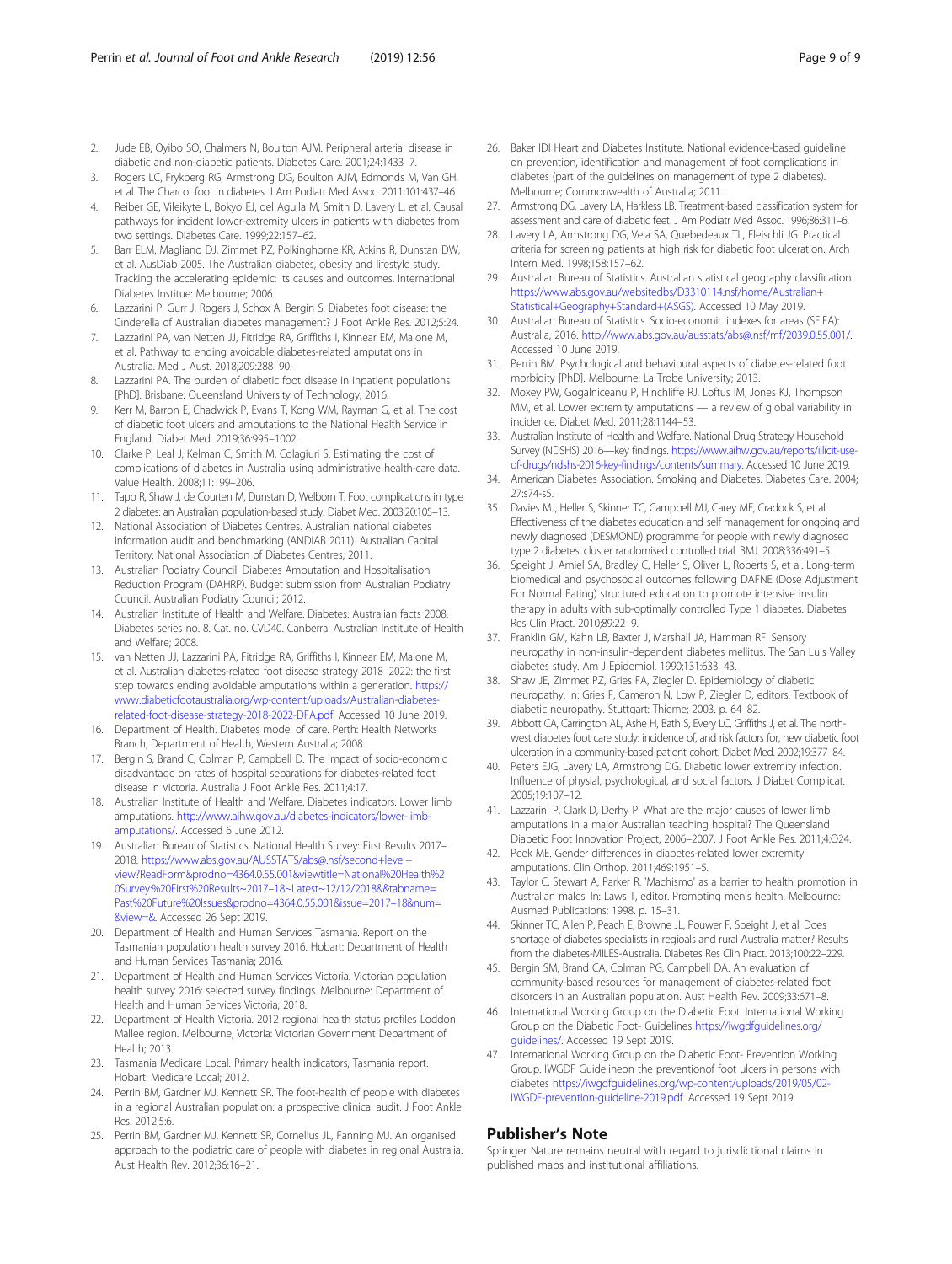2. Jude EB, Oyibo SO, Chalmers N, Boulton AJM. Peripheral arterial disease in diabetic and non-diabetic patients. Diabetes Care. 2001;24:1433–7.
3. Rogers LC, Frykberg RG, Armstrong DG, Boulton AJM, Edmonds M, Van GH, et al. The Charcot foot in diabetes. J Am Podiatr Med Assoc. 2011;101:437–46.
4. Reiber GE, Vileikyte L, Bokyo EJ, del Aguila M, Smith D, Lavery L, et al. Causal pathways for incident lower-extremity ulcers in patients with diabetes from two settings. Diabetes Care. 1999;22:157–62.
5. Barr ELM, Magliano DJ, Zimmet PZ, Polkinghorne KR, Atkins R, Dunstan DW, et al. AusDiab 2005. The Australian diabetes, obesity and lifestyle study. Tracking the accelerating epidemic: its causes and outcomes. International Diabetes Institue: Melbourne; 2006.
6. Lazzarini P, Gurr J, Rogers J, Schox A, Bergin S. Diabetes foot disease: the Cinderella of Australian diabetes management? J Foot Ankle Res. 2012;5:24.
7. Lazzarini PA, van Netten JJ, Fitridge RA, Griffiths I, Kinnear EM, Malone M, et al. Pathway to ending avoidable diabetes-related amputations in Australia. Med J Aust. 2018;209:288–90.
8. Lazzarini PA. The burden of diabetic foot disease in inpatient populations [PhD]. Brisbane: Queensland University of Technology; 2016.
9. Kerr M, Barron E, Chadwick P, Evans T, Kong WM, Rayman G, et al. The cost of diabetic foot ulcers and amputations to the National Health Service in England. Diabet Med. 2019;36:995–1002.
10. Clarke P, Leal J, Kelman C, Smith M, Colagiuri S. Estimating the cost of complications of diabetes in Australia using administrative health-care data. Value Health. 2008;11:199–206.
11. Tapp R, Shaw J, de Courten M, Dunstan D, Welborn T. Foot complications in type 2 diabetes: an Australian population-based study. Diabet Med. 2003;20:105–13.
12. National Association of Diabetes Centres. Australian national diabetes information audit and benchmarking (ANDIAB 2011). Australian Capital Territory: National Association of Diabetes Centres; 2011.
13. Australian Podiatry Council. Diabetes Amputation and Hospitalisation Reduction Program (DAHRP). Budget submission from Australian Podiatry Council. Australian Podiatry Council; 2012.
14. Australian Institute of Health and Welfare. Diabetes: Australian facts 2008. Diabetes series no. 8. Cat. no. CVD40. Canberra: Australian Institute of Health and Welfare; 2008.
15. van Netten JJ, Lazzarini PA, Fitridge RA, Griffiths I, Kinnear EM, Malone M, et al. Australian diabetes-related foot disease strategy 2018–2022: the first step towards ending avoidable amputations within a generation. https://www.diabeticfootaustralia.org/wp-content/uploads/Australian-diabetes-related-foot-disease-strategy-2018-2022-DFA.pdf. Accessed 10 June 2019.
16. Department of Health. Diabetes model of care. Perth: Health Networks Branch, Department of Health, Western Australia; 2008.
17. Bergin S, Brand C, Colman P, Campbell D. The impact of socio-economic disadvantage on rates of hospital separations for diabetes-related foot disease in Victoria. Australia J Foot Ankle Res. 2011;4:17.
18. Australian Institute of Health and Welfare. Diabetes indicators. Lower limb amputations. http://www.aihw.gov.au/diabetes-indicators/lower-limb-amputations/. Accessed 6 June 2012.
19. Australian Bureau of Statistics. National Health Survey: First Results 2017–2018. https://www.abs.gov.au/AUSSTATS/abs@.nsf/second+level+view?ReadForm&prodno=4364.0.55.001&viewtitle=National%20Health%20Survey:%20First%20Results~2017–18~Latest~12/12/2018&&tabname=Past%20Future%20Issues&prodno=4364.0.55.001&issue=2017–18&num=&view=&. Accessed 26 Sept 2019.
20. Department of Health and Human Services Tasmania. Report on the Tasmanian population health survey 2016. Hobart: Department of Health and Human Services Tasmania; 2016.
21. Department of Health and Human Services Victoria. Victorian population health survey 2016: selected survey findings. Melbourne: Department of Health and Human Services Victoria; 2018.
22. Department of Health Victoria. 2012 regional health status profiles Loddon Mallee region. Melbourne, Victoria: Victorian Government Department of Health; 2013.
23. Tasmania Medicare Local. Primary health indicators, Tasmania report. Hobart: Medicare Local; 2012.
24. Perrin BM, Gardner MJ, Kennett SR. The foot-health of people with diabetes in a regional Australian population: a prospective clinical audit. J Foot Ankle Res. 2012;5:6.
25. Perrin BM, Gardner MJ, Kennett SR, Cornelius JL, Fanning MJ. An organised approach to the podiatric care of people with diabetes in regional Australia. Aust Health Rev. 2012;36:16–21.
26. Baker IDI Heart and Diabetes Institute. National evidence-based guideline on prevention, identification and management of foot complications in diabetes (part of the guidelines on management of type 2 diabetes). Melbourne; Commonwealth of Australia; 2011.
27. Armstrong DG, Lavery LA, Harkless LB. Treatment-based classification system for assessment and care of diabetic feet. J Am Podiatr Med Assoc. 1996;86:311–6.
28. Lavery LA, Armstrong DG, Vela SA, Quebedeaux TL, Fleischli JG. Practical criteria for screening patients at high risk for diabetic foot ulceration. Arch Intern Med. 1998;158:157–62.
29. Australian Bureau of Statistics. Australian statistical geography classification. https://www.abs.gov.au/websitedbs/D3310114.nsf/home/Australian+Statistical+Geography+Standard+(ASGS). Accessed 10 May 2019.
30. Australian Bureau of Statistics. Socio-economic indexes for areas (SEIFA): Australia, 2016. http://www.abs.gov.au/ausstats/abs@.nsf/mf/2039.0.55.001/. Accessed 10 June 2019.
31. Perrin BM. Psychological and behavioural aspects of diabetes-related foot morbidity [PhD]. Melbourne: La Trobe University; 2013.
32. Moxey PW, Gogalniceanu P, Hinchliffe RJ, Loftus IM, Jones KJ, Thompson MM, et al. Lower extremity amputations — a review of global variability in incidence. Diabet Med. 2011;28:1144–53.
33. Australian Institute of Health and Welfare. National Drug Strategy Household Survey (NDSHS) 2016—key findings. https://www.aihw.gov.au/reports/illicit-use-of-drugs/ndshs-2016-key-findings/contents/summary. Accessed 10 June 2019.
34. American Diabetes Association. Smoking and Diabetes. Diabetes Care. 2004;27:s74-s5.
35. Davies MJ, Heller S, Skinner TC, Campbell MJ, Carey ME, Cradock S, et al. Effectiveness of the diabetes education and self management for ongoing and newly diagnosed (DESMOND) programme for people with newly diagnosed type 2 diabetes: cluster randomised controlled trial. BMJ. 2008;336:491–5.
36. Speight J, Amiel SA, Bradley C, Heller S, Oliver L, Roberts S, et al. Long-term biomedical and psychosocial outcomes following DAFNE (Dose Adjustment For Normal Eating) structured education to promote intensive insulin therapy in adults with sub-optimally controlled Type 1 diabetes. Diabetes Res Clin Pract. 2010;89:22–9.
37. Franklin GM, Kahn LB, Baxter J, Marshall JA, Hamman RF. Sensory neuropathy in non-insulin-dependent diabetes mellitus. The San Luis Valley diabetes study. Am J Epidemiol. 1990;131:633–43.
38. Shaw JE, Zimmet PZ, Gries FA, Ziegler D. Epidemiology of diabetic neuropathy. In: Gries F, Cameron N, Low P, Ziegler D, editors. Textbook of diabetic neuropathy. Stuttgart: Thieme; 2003. p. 64–82.
39. Abbott CA, Carrington AL, Ashe H, Bath S, Every LC, Griffiths J, et al. The north-west diabetes foot care study: incidence of, and risk factors for, new diabetic foot ulceration in a community-based patient cohort. Diabet Med. 2002;19:377–84.
40. Peters EJG, Lavery LA, Armstrong DG. Diabetic lower extremity infection. Influence of physial, psychological, and social factors. J Diabet Complicat. 2005;19:107–12.
41. Lazzarini P, Clark D, Derhy P. What are the major causes of lower limb amputations in a major Australian teaching hospital? The Queensland Diabetic Foot Innovation Project, 2006–2007. J Foot Ankle Res. 2011;4:O24.
42. Peek ME. Gender differences in diabetes-related lower extremity amputations. Clin Orthop. 2011;469:1951–5.
43. Taylor C, Stewart A, Parker R. 'Machismo' as a barrier to health promotion in Australian males. In: Laws T, editor. Promoting men's health. Melbourne: Ausmed Publications; 1998. p. 15–31.
44. Skinner TC, Allen P, Peach E, Browne JL, Pouwer F, Speight J, et al. Does shortage of diabetes specialists in regionals and rural Australia matter? Results from the diabetes-MILES-Australia. Diabetes Res Clin Pract. 2013;100:22–229.
45. Bergin SM, Brand CA, Colman PG, Campbell DA. An evaluation of community-based resources for management of diabetes-related foot disorders in an Australian population. Aust Health Rev. 2009;33:671–8.
46. International Working Group on the Diabetic Foot. International Working Group on the Diabetic Foot- Guidelines https://iwgdfguidelines.org/guidelines/. Accessed 19 Sept 2019.
47. International Working Group on the Diabetic Foot- Prevention Working Group. IWGDF Guidelineon the preventionof foot ulcers in persons with diabetes https://iwgdfguidelines.org/wp-content/uploads/2019/05/02-IWGDF-prevention-guideline-2019.pdf. Accessed 19 Sept 2019.

## Publisher's Note

Springer Nature remains neutral with regard to jurisdictional claims in published maps and institutional affiliations.